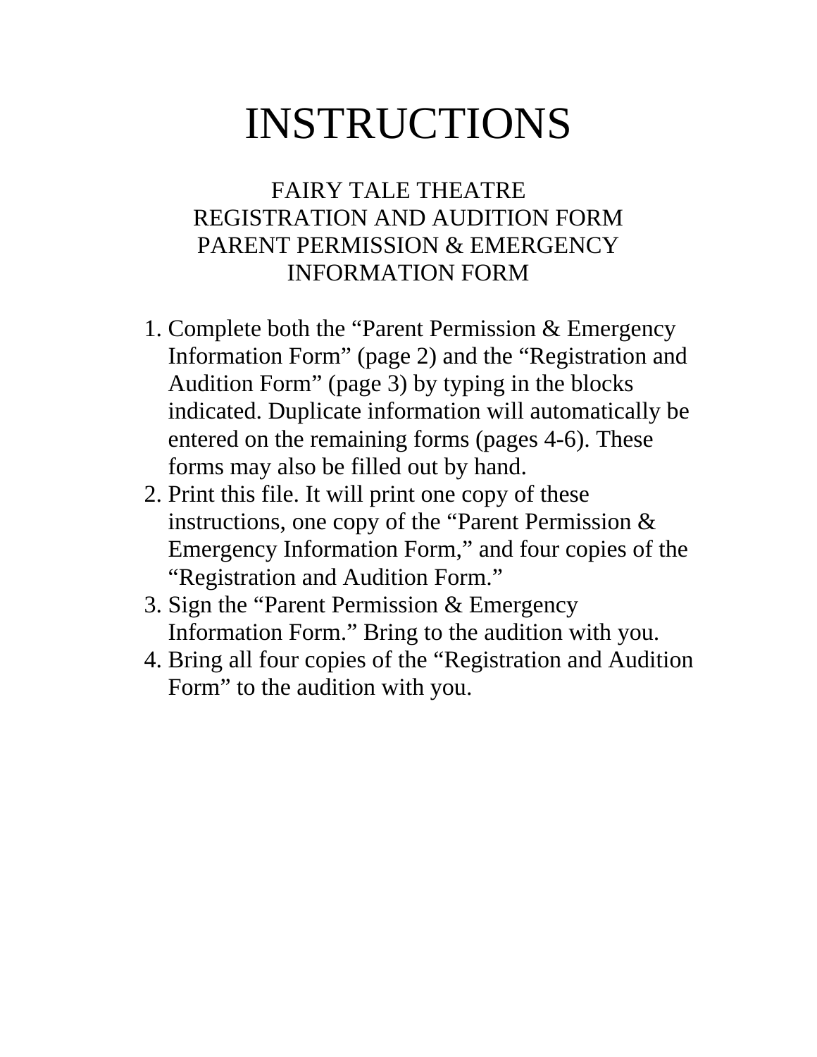# INSTRUCTIONS

## FAIRY TALE THEATRE
## REGISTRATION AND AUDITION FORM
## PARENT PERMISSION & EMERGENCY INFORMATION FORM

1. Complete both the "Parent Permission & Emergency Information Form" (page 2) and the "Registration and Audition Form" (page 3) by typing in the blocks indicated. Duplicate information will automatically be entered on the remaining forms (pages 4-6). These forms may also be filled out by hand.
2. Print this file. It will print one copy of these instructions, one copy of the "Parent Permission & Emergency Information Form," and four copies of the "Registration and Audition Form."
3. Sign the "Parent Permission & Emergency Information Form." Bring to the audition with you.
4. Bring all four copies of the "Registration and Audition Form" to the audition with you.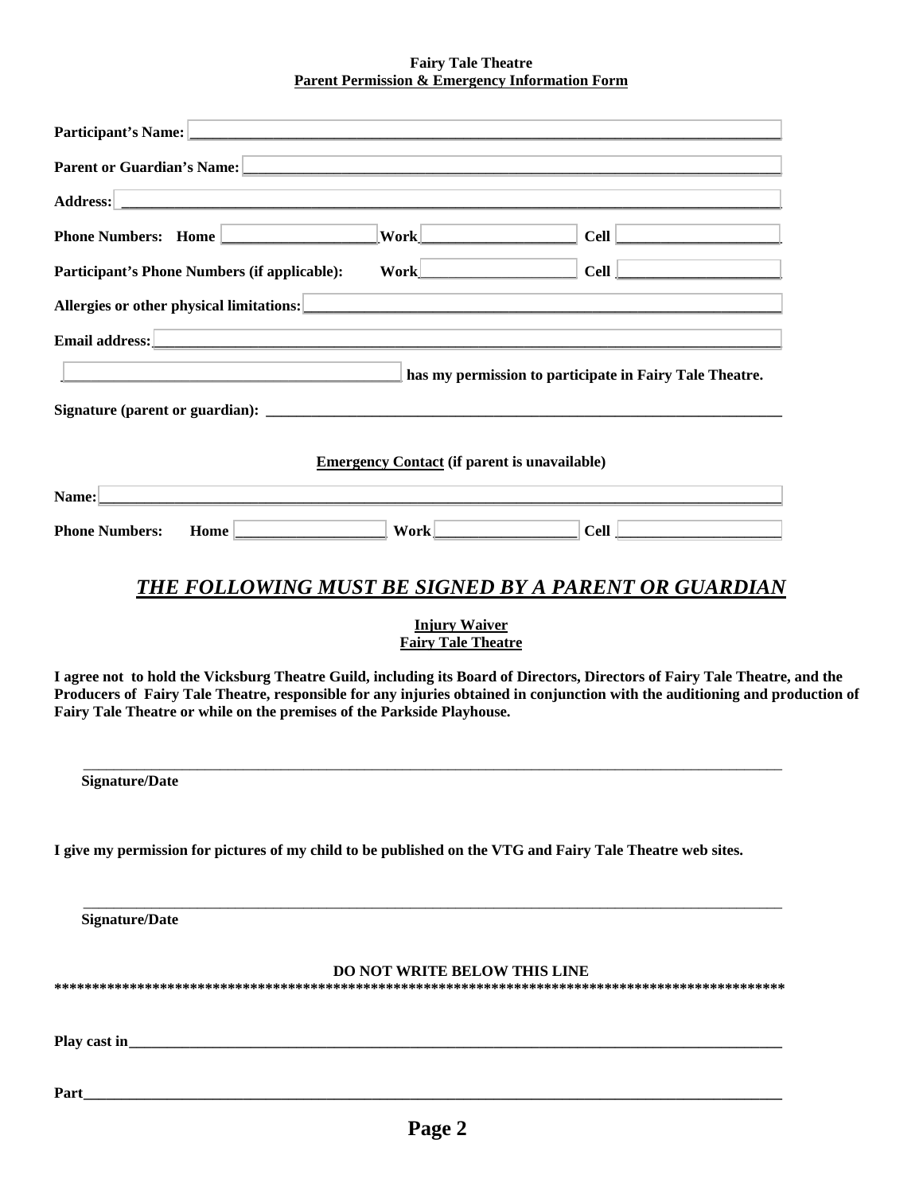**Fairy Tale Theatre**
**Parent Permission & Emergency Information Form**

**Participant's Name:** ____________________________________________

**Parent or Guardian's Name:** ____________________________________________

**Address:** ____________________________________________

**Phone Numbers: Home** ____________________ **Work** ____________________ **Cell** ____________________

**Participant's Phone Numbers (if applicable): Work** ____________________ **Cell** ____________________

**Allergies or other physical limitations:** ____________________________________________

**Email address:** ____________________________________________

____________________________________________ **has my permission to participate in Fairy Tale Theatre.**

**Signature (parent or guardian):** ____________________________________________

**Emergency Contact (if parent is unavailable)**

**Name:** ____________________________________________

**Phone Numbers: Home** ____________________ **Work** ____________________ **Cell** ____________________

## ***THE FOLLOWING MUST BE SIGNED BY A PARENT OR GUARDIAN***

**Injury Waiver**
**Fairy Tale Theatre**

**I agree not to hold the Vicksburg Theatre Guild, including its Board of Directors, Directors of Fairy Tale Theatre, and the Producers of Fairy Tale Theatre, responsible for any injuries obtained in conjunction with the auditioning and production of Fairy Tale Theatre or while on the premises of the Parkside Playhouse.**

____________________________________________

**Signature/Date**

**I give my permission for pictures of my child to be published on the VTG and Fairy Tale Theatre web sites.**

____________________________________________

**Signature/Date**

**DO NOT WRITE BELOW THIS LINE**
**************************************************************************************************

**Play cast in** ____________________________________________

**Part** ____________________________________________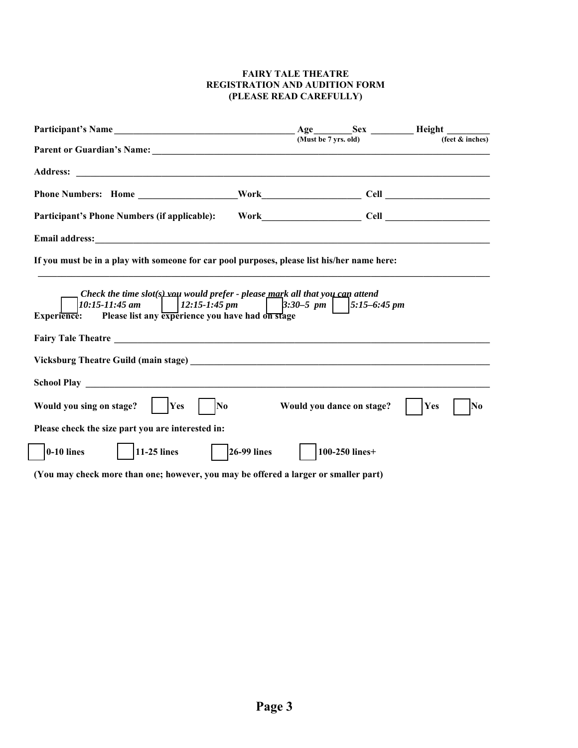**FAIRY TALE THEATRE**
**REGISTRATION AND AUDITION FORM**
**(PLEASE READ CAREFULLY)**

**Participant's Name** ______________________________ **Age**________ **Sex** ________ **Height** ________
(Must be 7 yrs. old) (feet & inches)

**Parent or Guardian's Name:** ______________________________

**Address:** ______________________________

**Phone Numbers: Home** ____________________ **Work**____________________ **Cell** ____________________

**Participant's Phone Numbers (if applicable): Work**____________________ **Cell** ____________________

**Email address:**______________________________

**If you must be in a play with someone for car pool purposes, please list his/her name here:**

______________________________

***Check the time slot(s) you would prefer - please mark all that you can attend***

☐ *10:15-11:45 am* ☐ *12:15-1:45 pm* ☐ *3:30–5 pm* ☐ *5:15–6:45 pm*

**Experience: Please list any experience you have had on stage**

**Fairy Tale Theatre** ______________________________

**Vicksburg Theatre Guild (main stage)** ______________________________

**School Play** ______________________________

**Would you sing on stage?** ☐ **Yes** ☐ **No** **Would you dance on stage?** ☐ **Yes** ☐ **No**

**Please check the size part you are interested in:**

☐ **0-10 lines** ☐ **11-25 lines** ☐ **26-99 lines** ☐ **100-250 lines+**

**(You may check more than one; however, you may be offered a larger or smaller part)**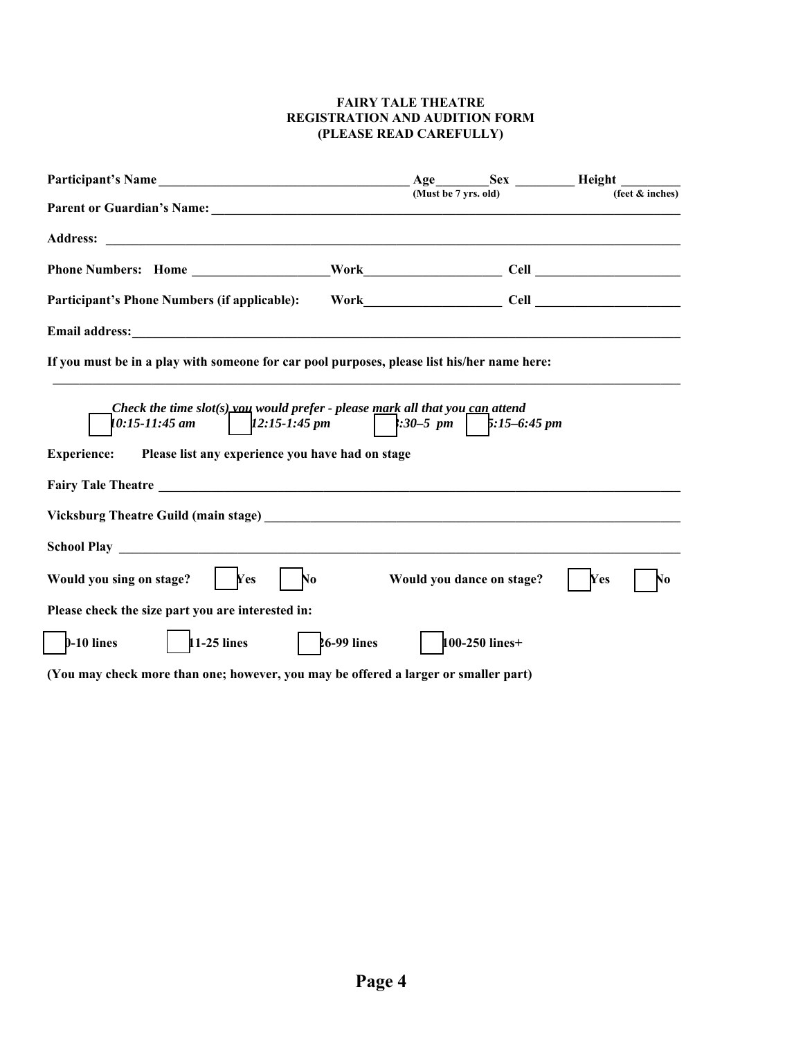**FAIRY TALE THEATRE**
**REGISTRATION AND AUDITION FORM**
**(PLEASE READ CAREFULLY)**

**Participant's Name** ______________________________________ **Age**________ **Sex** _________ **Height** _________
(Must be 7 yrs. old) (feet & inches)

**Parent or Guardian's Name:** ____________________________________________________________________________

**Address:** ________________________________________________________________________________________

**Phone Numbers: Home** _____________________ **Work**_____________________ **Cell** ______________________

**Participant's Phone Numbers (if applicable): Work**_____________________ **Cell** ______________________

**Email address:**____________________________________________________________________________________

**If you must be in a play with someone for car pool purposes, please list his/her name here:**

_____________________________________________________________________________________________

***Check the time slot(s) you would prefer - please mark all that you can attend***

☐ *10:15-11:45 am* ☐ *12:15-1:45 pm* ☐ *3:30–5 pm* ☐ *5:15–6:45 pm*

**Experience: Please list any experience you have had on stage**

**Fairy Tale Theatre** _________________________________________________________________________________

**Vicksburg Theatre Guild (main stage)** ____________________________________________________________

**School Play** _______________________________________________________________________________________

**Would you sing on stage?** ☐ **Yes** ☐ **No** **Would you dance on stage?** ☐ **Yes** ☐ **No**

**Please check the size part you are interested in:**

☐ **0-10 lines** ☐ **11-25 lines** ☐ **26-99 lines** ☐ **100-250 lines+**

**(You may check more than one; however, you may be offered a larger or smaller part)**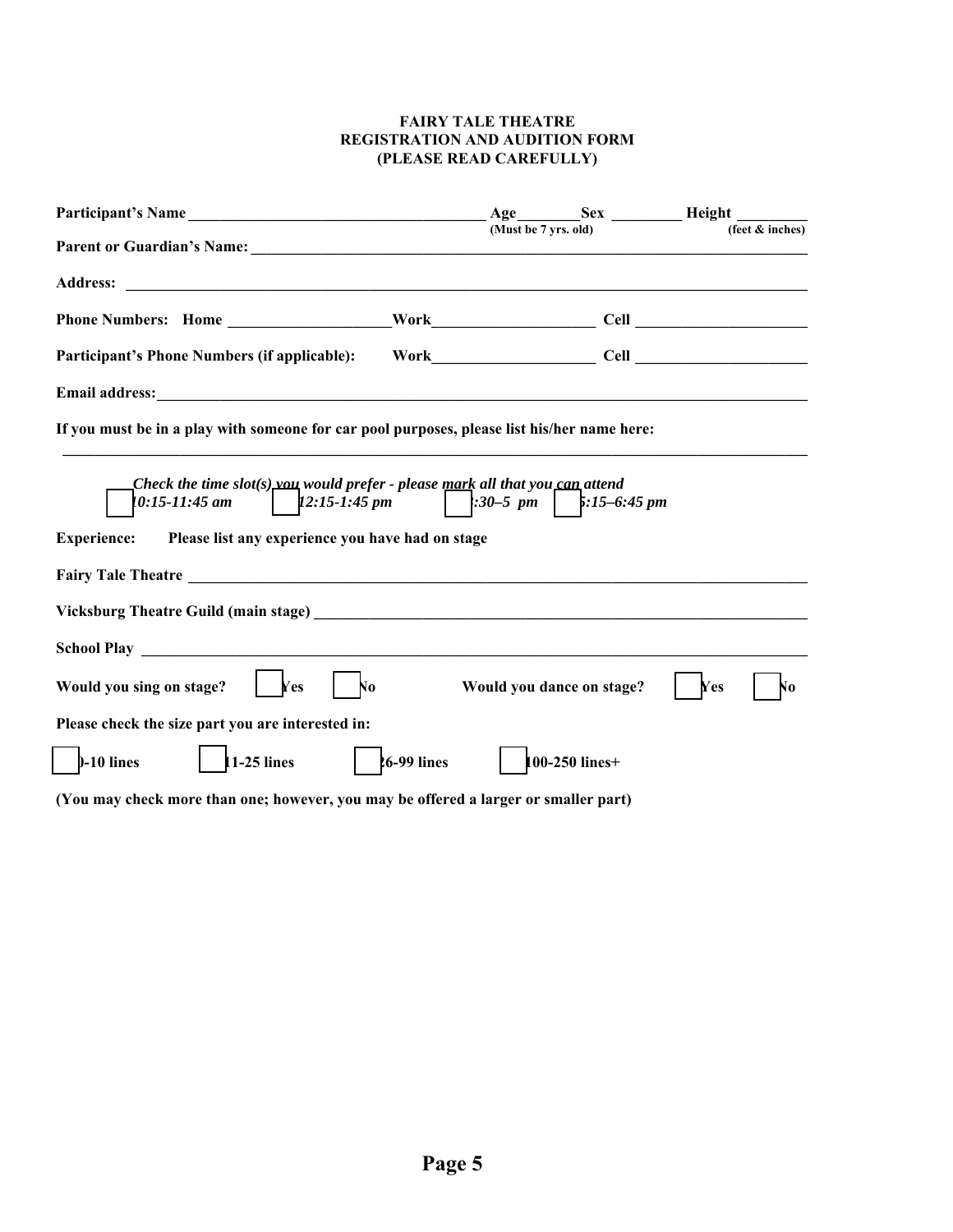**FAIRY TALE THEATRE**
**REGISTRATION AND AUDITION FORM**
**(PLEASE READ CAREFULLY)**

**Participant's Name** ______________________________ **Age**________ **Sex** _________ **Height** _________
(Must be 7 yrs. old) (feet & inches)

**Parent or Guardian's Name:** ______________________________________________________________

**Address:** ______________________________________________________________

**Phone Numbers: Home** ____________________ **Work**____________________ **Cell** ______________________

**Participant's Phone Numbers (if applicable): Work**____________________ **Cell** ______________________

**Email address:**______________________________________________________________

**If you must be in a play with someone for car pool purposes, please list his/her name here:**

______________________________________________________________

*Check the time slot(s) you would prefer - please mark all that you can attend*

☐ *10:15-11:45 am* ☐ *12:15-1:45 pm* ☐ *3:30–5 pm* ☐ *5:15–6:45 pm*

**Experience: Please list any experience you have had on stage**

**Fairy Tale Theatre** ______________________________________________________________

**Vicksburg Theatre Guild (main stage)** ______________________________________________

**School Play** ______________________________________________________________

**Would you sing on stage?** ☐ **Yes** ☐ **No** **Would you dance on stage?** ☐ **Yes** ☐ **No**

**Please check the size part you are interested in:**

☐ **0-10 lines** ☐ **11-25 lines** ☐ **26-99 lines** ☐ **100-250 lines+**

**(You may check more than one; however, you may be offered a larger or smaller part)**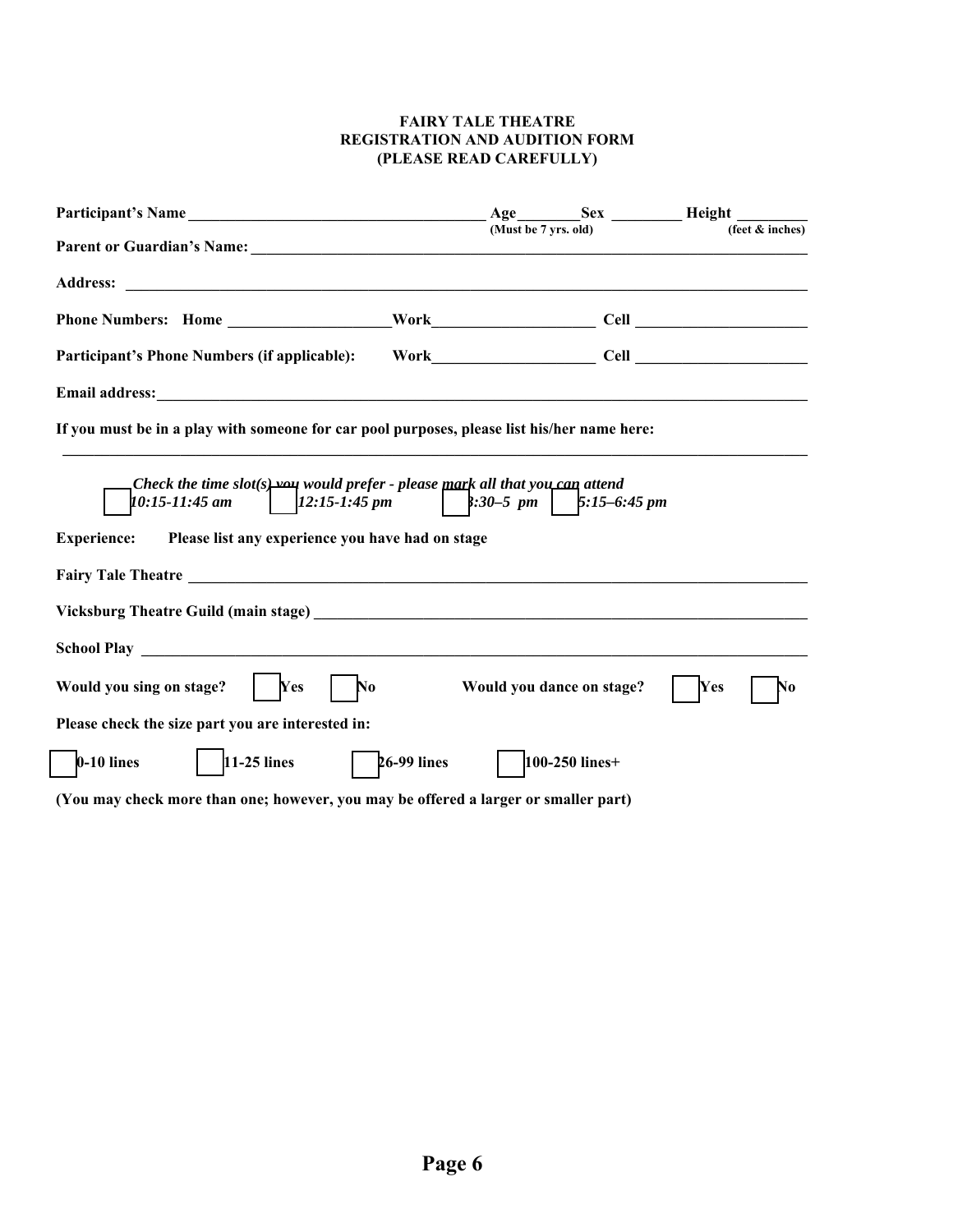**FAIRY TALE THEATRE**
**REGISTRATION AND AUDITION FORM**
**(PLEASE READ CAREFULLY)**

**Participant's Name** ______________________________________ **Age**________ **Sex** _________ **Height** _________
(Must be 7 yrs. old) (feet & inches)

**Parent or Guardian's Name:** ____________________________________________________________________________

**Address:** _______________________________________________________________________________________

**Phone Numbers: Home** _____________________ **Work**_____________________ **Cell** ______________________

**Participant's Phone Numbers (if applicable): Work**_____________________ **Cell** ______________________

**Email address:**__________________________________________________________________________________

**If you must be in a play with someone for car pool purposes, please list his/her name here:**

_______________________________________________________________________________________________

*Check the time slot(s) you would prefer - please mark all that you can attend*

☐ *10:15-11:45 am* ☐ *12:15-1:45 pm* ☐ *3:30–5 pm* ☐ *5:15–6:45 pm*

**Experience:** **Please list any experience you have had on stage**

**Fairy Tale Theatre** _______________________________________________________________________________

**Vicksburg Theatre Guild (main stage)** _________________________________________________________________

**School Play** _____________________________________________________________________________________

**Would you sing on stage?** ☐ **Yes** ☐ **No** **Would you dance on stage?** ☐ **Yes** ☐ **No**

**Please check the size part you are interested in:**

☐ **0-10 lines** ☐ **11-25 lines** ☐ **26-99 lines** ☐ **100-250 lines+**

**(You may check more than one; however, you may be offered a larger or smaller part)**